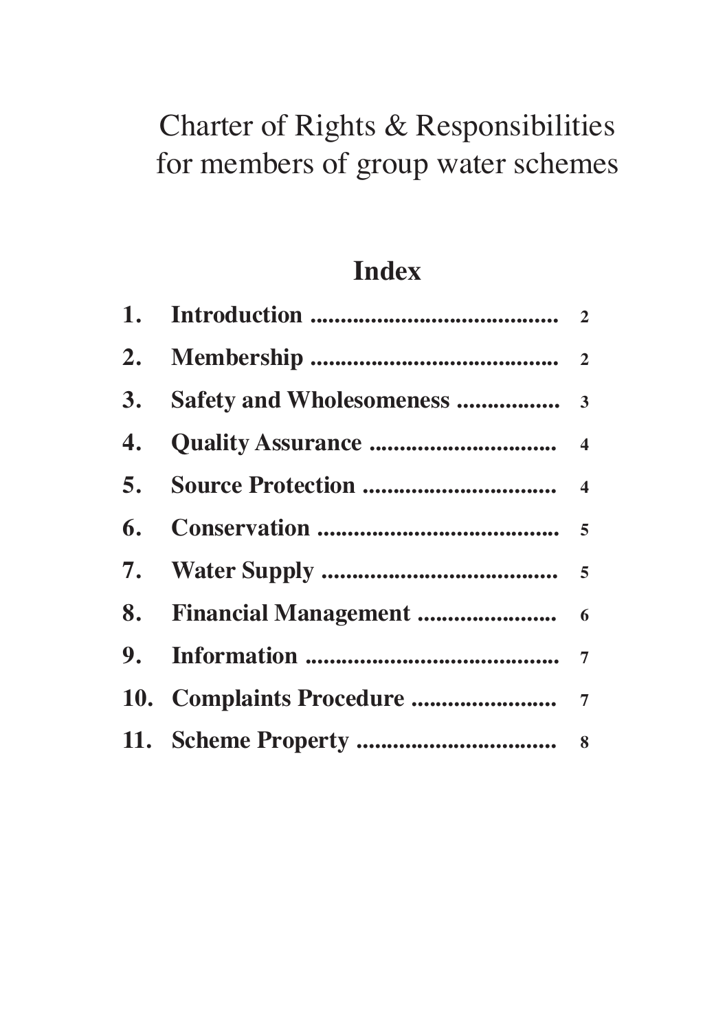# Charter of Rights & Responsibilities for members of group water schemes

## Index

| | | |
|---|---|---|
| **1.** | **Introduction** | **2** |
| **2.** | **Membership** | **2** |
| **3.** | **Safety and Wholesomeness** | **3** |
| **4.** | **Quality Assurance** | **4** |
| **5.** | **Source Protection** | **4** |
| **6.** | **Conservation** | **5** |
| **7.** | **Water Supply** | **5** |
| **8.** | **Financial Management** | **6** |
| **9.** | **Information** | **7** |
| **10.** | **Complaints Procedure** | **7** |
| **11.** | **Scheme Property** | **8** |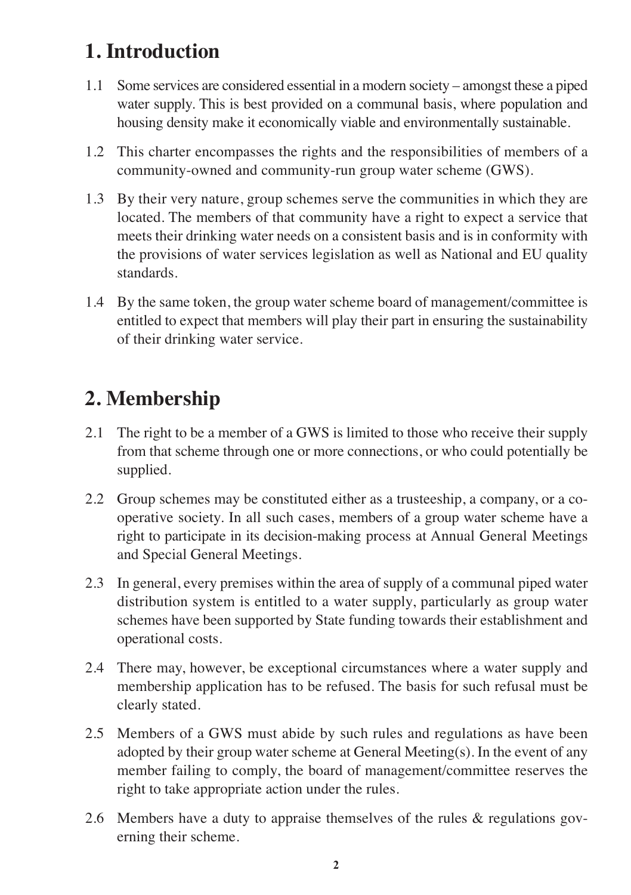# 1. Introduction

1.1 Some services are considered essential in a modern society – amongst these a piped water supply. This is best provided on a communal basis, where population and housing density make it economically viable and environmentally sustainable.

1.2 This charter encompasses the rights and the responsibilities of members of a community-owned and community-run group water scheme (GWS).

1.3 By their very nature, group schemes serve the communities in which they are located. The members of that community have a right to expect a service that meets their drinking water needs on a consistent basis and is in conformity with the provisions of water services legislation as well as National and EU quality standards.

1.4 By the same token, the group water scheme board of management/committee is entitled to expect that members will play their part in ensuring the sustainability of their drinking water service.

# 2. Membership

2.1 The right to be a member of a GWS is limited to those who receive their supply from that scheme through one or more connections, or who could potentially be supplied.

2.2 Group schemes may be constituted either as a trusteeship, a company, or a co-operative society. In all such cases, members of a group water scheme have a right to participate in its decision-making process at Annual General Meetings and Special General Meetings.

2.3 In general, every premises within the area of supply of a communal piped water distribution system is entitled to a water supply, particularly as group water schemes have been supported by State funding towards their establishment and operational costs.

2.4 There may, however, be exceptional circumstances where a water supply and membership application has to be refused. The basis for such refusal must be clearly stated.

2.5 Members of a GWS must abide by such rules and regulations as have been adopted by their group water scheme at General Meeting(s). In the event of any member failing to comply, the board of management/committee reserves the right to take appropriate action under the rules.

2.6 Members have a duty to appraise themselves of the rules & regulations governing their scheme.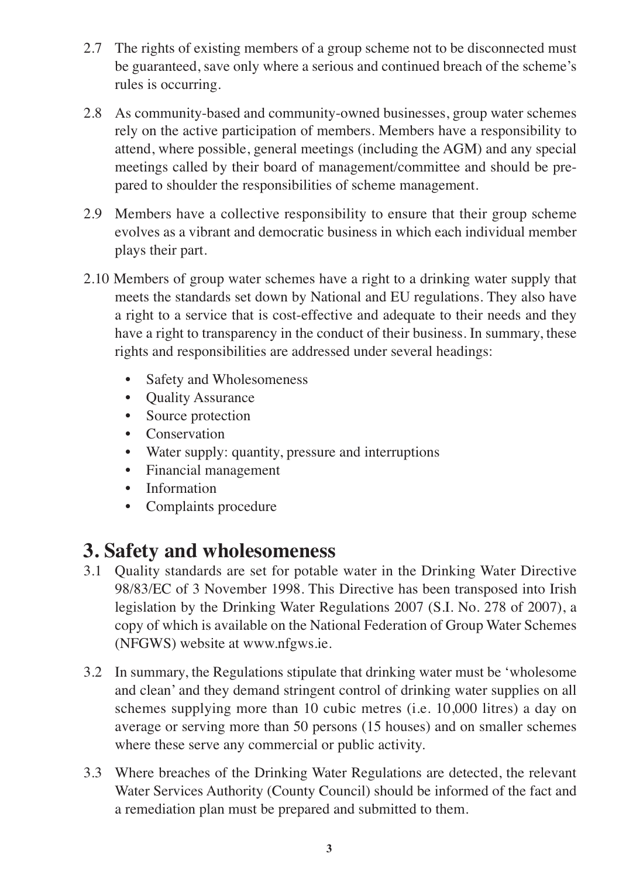2.7 The rights of existing members of a group scheme not to be disconnected must be guaranteed, save only where a serious and continued breach of the scheme's rules is occurring.

2.8 As community-based and community-owned businesses, group water schemes rely on the active participation of members. Members have a responsibility to attend, where possible, general meetings (including the AGM) and any special meetings called by their board of management/committee and should be prepared to shoulder the responsibilities of scheme management.

2.9 Members have a collective responsibility to ensure that their group scheme evolves as a vibrant and democratic business in which each individual member plays their part.

2.10 Members of group water schemes have a right to a drinking water supply that meets the standards set down by National and EU regulations. They also have a right to a service that is cost-effective and adequate to their needs and they have a right to transparency in the conduct of their business. In summary, these rights and responsibilities are addressed under several headings:

- Safety and Wholesomeness
- Quality Assurance
- Source protection
- Conservation
- Water supply: quantity, pressure and interruptions
- Financial management
- Information
- Complaints procedure

# 3. Safety and wholesomeness

3.1 Quality standards are set for potable water in the Drinking Water Directive 98/83/EC of 3 November 1998. This Directive has been transposed into Irish legislation by the Drinking Water Regulations 2007 (S.I. No. 278 of 2007), a copy of which is available on the National Federation of Group Water Schemes (NFGWS) website at www.nfgws.ie.

3.2 In summary, the Regulations stipulate that drinking water must be 'wholesome and clean' and they demand stringent control of drinking water supplies on all schemes supplying more than 10 cubic metres (i.e. 10,000 litres) a day on average or serving more than 50 persons (15 houses) and on smaller schemes where these serve any commercial or public activity.

3.3 Where breaches of the Drinking Water Regulations are detected, the relevant Water Services Authority (County Council) should be informed of the fact and a remediation plan must be prepared and submitted to them.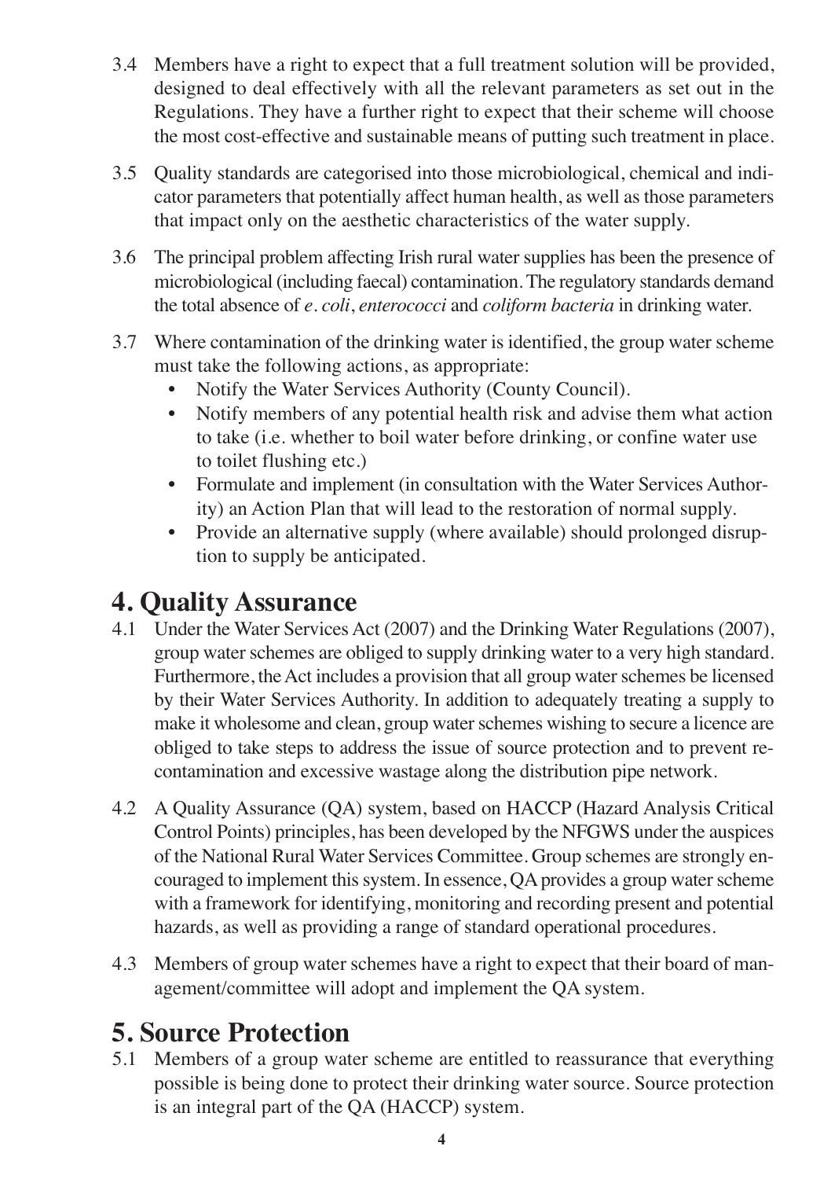3.4 Members have a right to expect that a full treatment solution will be provided, designed to deal effectively with all the relevant parameters as set out in the Regulations. They have a further right to expect that their scheme will choose the most cost-effective and sustainable means of putting such treatment in place.

3.5 Quality standards are categorised into those microbiological, chemical and indicator parameters that potentially affect human health, as well as those parameters that impact only on the aesthetic characteristics of the water supply.

3.6 The principal problem affecting Irish rural water supplies has been the presence of microbiological (including faecal) contamination. The regulatory standards demand the total absence of *e. coli*, *enterococci* and *coliform bacteria* in drinking water.

3.7 Where contamination of the drinking water is identified, the group water scheme must take the following actions, as appropriate:

- Notify the Water Services Authority (County Council).
- Notify members of any potential health risk and advise them what action to take (i.e. whether to boil water before drinking, or confine water use to toilet flushing etc.)
- Formulate and implement (in consultation with the Water Services Authority) an Action Plan that will lead to the restoration of normal supply.
- Provide an alternative supply (where available) should prolonged disruption to supply be anticipated.

# 4. Quality Assurance

4.1 Under the Water Services Act (2007) and the Drinking Water Regulations (2007), group water schemes are obliged to supply drinking water to a very high standard. Furthermore, the Act includes a provision that all group water schemes be licensed by their Water Services Authority. In addition to adequately treating a supply to make it wholesome and clean, group water schemes wishing to secure a licence are obliged to take steps to address the issue of source protection and to prevent re-contamination and excessive wastage along the distribution pipe network.

4.2 A Quality Assurance (QA) system, based on HACCP (Hazard Analysis Critical Control Points) principles, has been developed by the NFGWS under the auspices of the National Rural Water Services Committee. Group schemes are strongly encouraged to implement this system. In essence, QA provides a group water scheme with a framework for identifying, monitoring and recording present and potential hazards, as well as providing a range of standard operational procedures.

4.3 Members of group water schemes have a right to expect that their board of management/committee will adopt and implement the QA system.

# 5. Source Protection

5.1 Members of a group water scheme are entitled to reassurance that everything possible is being done to protect their drinking water source. Source protection is an integral part of the QA (HACCP) system.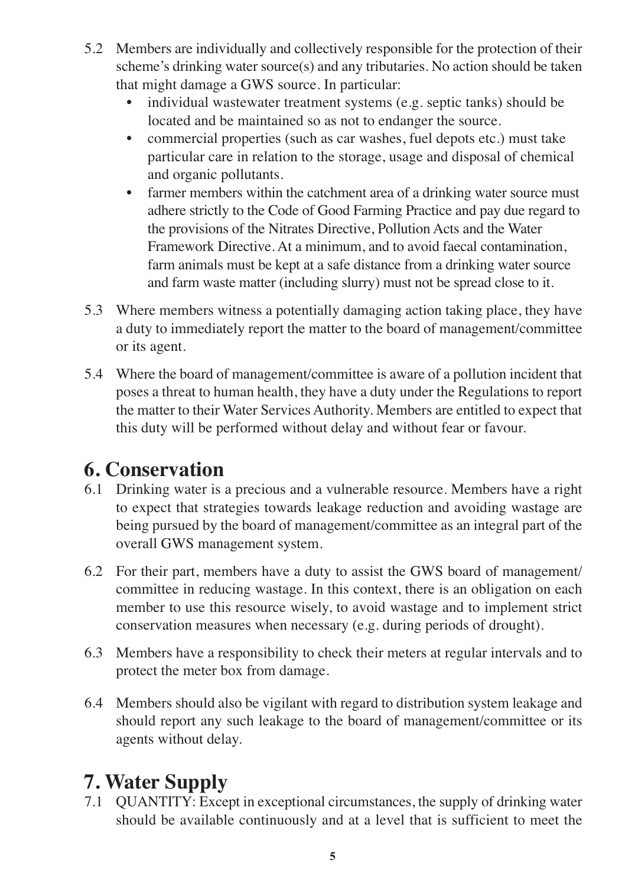5.2 Members are individually and collectively responsible for the protection of their scheme's drinking water source(s) and any tributaries. No action should be taken that might damage a GWS source. In particular:

- individual wastewater treatment systems (e.g. septic tanks) should be located and be maintained so as not to endanger the source.
- commercial properties (such as car washes, fuel depots etc.) must take particular care in relation to the storage, usage and disposal of chemical and organic pollutants.
- farmer members within the catchment area of a drinking water source must adhere strictly to the Code of Good Farming Practice and pay due regard to the provisions of the Nitrates Directive, Pollution Acts and the Water Framework Directive. At a minimum, and to avoid faecal contamination, farm animals must be kept at a safe distance from a drinking water source and farm waste matter (including slurry) must not be spread close to it.

5.3 Where members witness a potentially damaging action taking place, they have a duty to immediately report the matter to the board of management/committee or its agent.

5.4 Where the board of management/committee is aware of a pollution incident that poses a threat to human health, they have a duty under the Regulations to report the matter to their Water Services Authority. Members are entitled to expect that this duty will be performed without delay and without fear or favour.

## 6. Conservation

6.1 Drinking water is a precious and a vulnerable resource. Members have a right to expect that strategies towards leakage reduction and avoiding wastage are being pursued by the board of management/committee as an integral part of the overall GWS management system.

6.2 For their part, members have a duty to assist the GWS board of management/committee in reducing wastage. In this context, there is an obligation on each member to use this resource wisely, to avoid wastage and to implement strict conservation measures when necessary (e.g. during periods of drought).

6.3 Members have a responsibility to check their meters at regular intervals and to protect the meter box from damage.

6.4 Members should also be vigilant with regard to distribution system leakage and should report any such leakage to the board of management/committee or its agents without delay.

## 7. Water Supply

7.1 QUANTITY: Except in exceptional circumstances, the supply of drinking water should be available continuously and at a level that is sufficient to meet the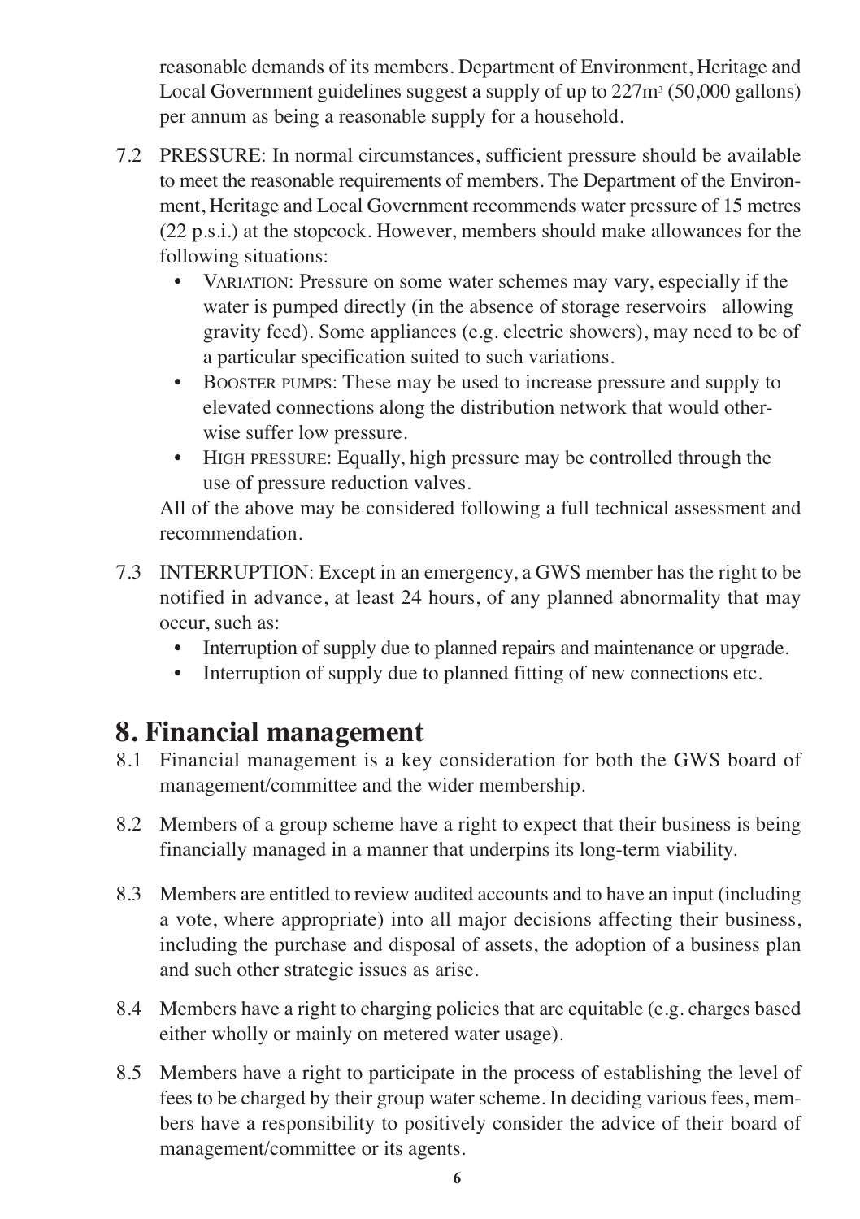reasonable demands of its members. Department of Environment, Heritage and Local Government guidelines suggest a supply of up to 227m$^3$ (50,000 gallons) per annum as being a reasonable supply for a household.

7.2 PRESSURE: In normal circumstances, sufficient pressure should be available to meet the reasonable requirements of members. The Department of the Environment, Heritage and Local Government recommends water pressure of 15 metres (22 p.s.i.) at the stopcock. However, members should make allowances for the following situations:

- VARIATION: Pressure on some water schemes may vary, especially if the water is pumped directly (in the absence of storage reservoirs allowing gravity feed). Some appliances (e.g. electric showers), may need to be of a particular specification suited to such variations.
- BOOSTER PUMPS: These may be used to increase pressure and supply to elevated connections along the distribution network that would otherwise suffer low pressure.
- HIGH PRESSURE: Equally, high pressure may be controlled through the use of pressure reduction valves.

All of the above may be considered following a full technical assessment and recommendation.

7.3 INTERRUPTION: Except in an emergency, a GWS member has the right to be notified in advance, at least 24 hours, of any planned abnormality that may occur, such as:

- Interruption of supply due to planned repairs and maintenance or upgrade.
- Interruption of supply due to planned fitting of new connections etc.

## 8. Financial management

8.1 Financial management is a key consideration for both the GWS board of management/committee and the wider membership.

8.2 Members of a group scheme have a right to expect that their business is being financially managed in a manner that underpins its long-term viability.

8.3 Members are entitled to review audited accounts and to have an input (including a vote, where appropriate) into all major decisions affecting their business, including the purchase and disposal of assets, the adoption of a business plan and such other strategic issues as arise.

8.4 Members have a right to charging policies that are equitable (e.g. charges based either wholly or mainly on metered water usage).

8.5 Members have a right to participate in the process of establishing the level of fees to be charged by their group water scheme. In deciding various fees, members have a responsibility to positively consider the advice of their board of management/committee or its agents.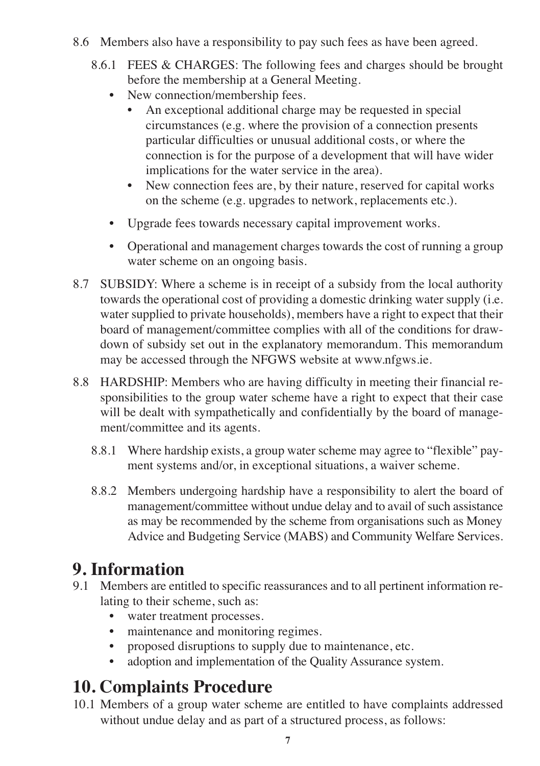8.6 Members also have a responsibility to pay such fees as have been agreed.

8.6.1 FEES & CHARGES: The following fees and charges should be brought before the membership at a General Meeting.

- New connection/membership fees.
  - An exceptional additional charge may be requested in special circumstances (e.g. where the provision of a connection presents particular difficulties or unusual additional costs, or where the connection is for the purpose of a development that will have wider implications for the water service in the area).
  - New connection fees are, by their nature, reserved for capital works on the scheme (e.g. upgrades to network, replacements etc.).
- Upgrade fees towards necessary capital improvement works.
- Operational and management charges towards the cost of running a group water scheme on an ongoing basis.

8.7 SUBSIDY: Where a scheme is in receipt of a subsidy from the local authority towards the operational cost of providing a domestic drinking water supply (i.e. water supplied to private households), members have a right to expect that their board of management/committee complies with all of the conditions for draw-down of subsidy set out in the explanatory memorandum. This memorandum may be accessed through the NFGWS website at www.nfgws.ie.

8.8 HARDSHIP: Members who are having difficulty in meeting their financial responsibilities to the group water scheme have a right to expect that their case will be dealt with sympathetically and confidentially by the board of management/committee and its agents.

8.8.1 Where hardship exists, a group water scheme may agree to "flexible" payment systems and/or, in exceptional situations, a waiver scheme.

8.8.2 Members undergoing hardship have a responsibility to alert the board of management/committee without undue delay and to avail of such assistance as may be recommended by the scheme from organisations such as Money Advice and Budgeting Service (MABS) and Community Welfare Services.

# 9. Information

9.1 Members are entitled to specific reassurances and to all pertinent information relating to their scheme, such as:

- water treatment processes.
- maintenance and monitoring regimes.
- proposed disruptions to supply due to maintenance, etc.
- adoption and implementation of the Quality Assurance system.

# 10. Complaints Procedure

10.1 Members of a group water scheme are entitled to have complaints addressed without undue delay and as part of a structured process, as follows: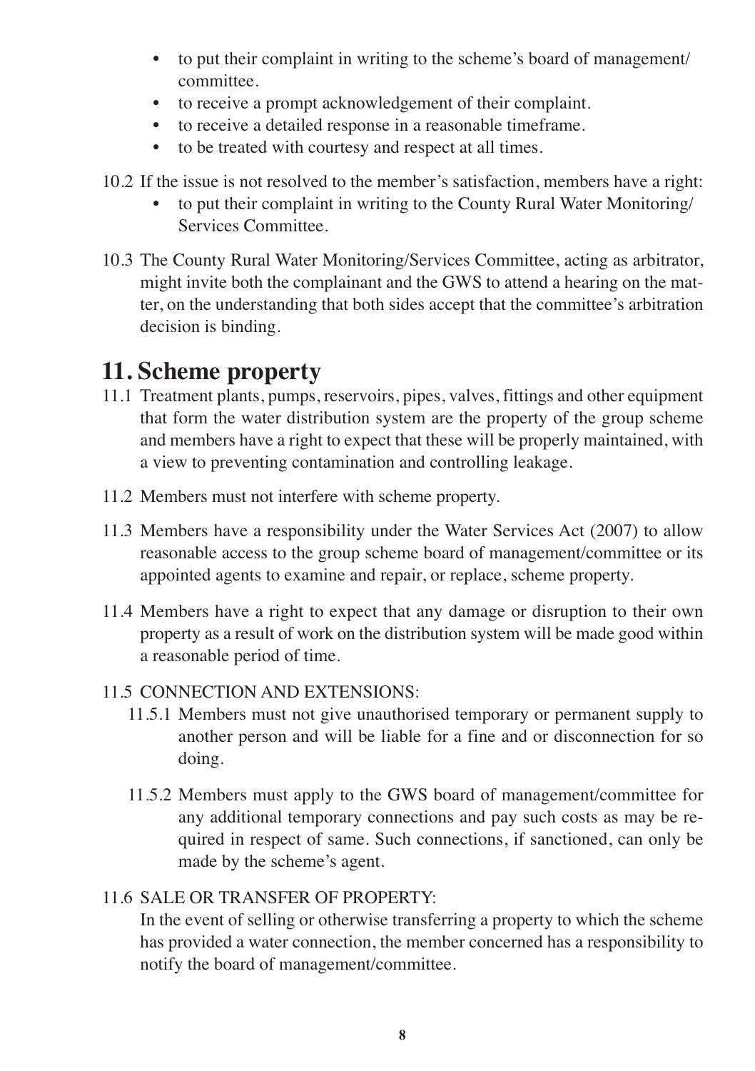- to put their complaint in writing to the scheme's board of management/ committee.
- to receive a prompt acknowledgement of their complaint.
- to receive a detailed response in a reasonable timeframe.
- to be treated with courtesy and respect at all times.

10.2 If the issue is not resolved to the member's satisfaction, members have a right:

- to put their complaint in writing to the County Rural Water Monitoring/ Services Committee.

10.3 The County Rural Water Monitoring/Services Committee, acting as arbitrator, might invite both the complainant and the GWS to attend a hearing on the matter, on the understanding that both sides accept that the committee's arbitration decision is binding.

## 11. Scheme property

11.1 Treatment plants, pumps, reservoirs, pipes, valves, fittings and other equipment that form the water distribution system are the property of the group scheme and members have a right to expect that these will be properly maintained, with a view to preventing contamination and controlling leakage.

11.2 Members must not interfere with scheme property.

11.3 Members have a responsibility under the Water Services Act (2007) to allow reasonable access to the group scheme board of management/committee or its appointed agents to examine and repair, or replace, scheme property.

11.4 Members have a right to expect that any damage or disruption to their own property as a result of work on the distribution system will be made good within a reasonable period of time.

11.5 CONNECTION AND EXTENSIONS:

11.5.1 Members must not give unauthorised temporary or permanent supply to another person and will be liable for a fine and or disconnection for so doing.

11.5.2 Members must apply to the GWS board of management/committee for any additional temporary connections and pay such costs as may be required in respect of same. Such connections, if sanctioned, can only be made by the scheme's agent.

11.6 SALE OR TRANSFER OF PROPERTY:

In the event of selling or otherwise transferring a property to which the scheme has provided a water connection, the member concerned has a responsibility to notify the board of management/committee.